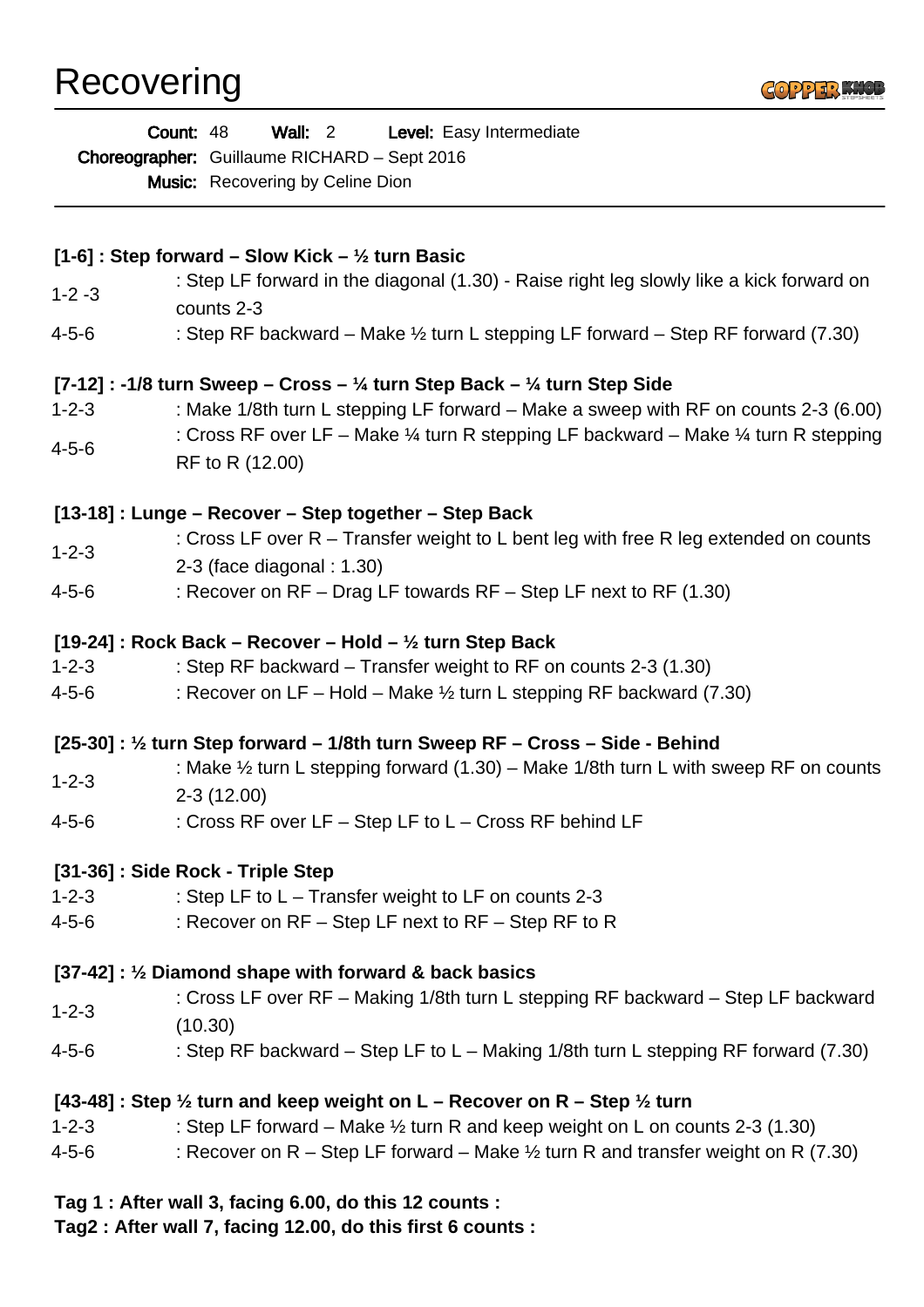# Recovering

**Count:** 48 **Wall:** 2 **Level:** Easy Intermediate
**Choreographer:** Guillaume RICHARD – Sept 2016
**Music:** Recovering by Celine Dion

---

**[1-6] : Step forward – Slow Kick – ½ turn Basic**

1-2 -3 : Step LF forward in the diagonal (1.30) - Raise right leg slowly like a kick forward on counts 2-3
4-5-6 : Step RF backward – Make ½ turn L stepping LF forward – Step RF forward (7.30)

**[7-12] : -1/8 turn Sweep – Cross – ¼ turn Step Back – ¼ turn Step Side**

1-2-3 : Make 1/8th turn L stepping LF forward – Make a sweep with RF on counts 2-3 (6.00)
4-5-6 : Cross RF over LF – Make ¼ turn R stepping LF backward – Make ¼ turn R stepping RF to R (12.00)

**[13-18] : Lunge – Recover – Step together – Step Back**

1-2-3 : Cross LF over R – Transfer weight to L bent leg with free R leg extended on counts 2-3 (face diagonal : 1.30)
4-5-6 : Recover on RF – Drag LF towards RF – Step LF next to RF (1.30)

**[19-24] : Rock Back – Recover – Hold – ½ turn Step Back**

1-2-3 : Step RF backward – Transfer weight to RF on counts 2-3 (1.30)
4-5-6 : Recover on LF – Hold – Make ½ turn L stepping RF backward (7.30)

**[25-30] : ½ turn Step forward – 1/8th turn Sweep RF – Cross – Side - Behind**

1-2-3 : Make ½ turn L stepping forward (1.30) – Make 1/8th turn L with sweep RF on counts 2-3 (12.00)
4-5-6 : Cross RF over LF – Step LF to L – Cross RF behind LF

**[31-36] : Side Rock - Triple Step**

1-2-3 : Step LF to L – Transfer weight to LF on counts 2-3
4-5-6 : Recover on RF – Step LF next to RF – Step RF to R

**[37-42] : ½ Diamond shape with forward & back basics**

1-2-3 : Cross LF over RF – Making 1/8th turn L stepping RF backward – Step LF backward (10.30)
4-5-6 : Step RF backward – Step LF to L – Making 1/8th turn L stepping RF forward (7.30)

**[43-48] : Step ½ turn and keep weight on L – Recover on R – Step ½ turn**

1-2-3 : Step LF forward – Make ½ turn R and keep weight on L on counts 2-3 (1.30)
4-5-6 : Recover on R – Step LF forward – Make ½ turn R and transfer weight on R (7.30)

**Tag 1 : After wall 3, facing 6.00, do this 12 counts :**
**Tag2 : After wall 7, facing 12.00, do this first 6 counts :**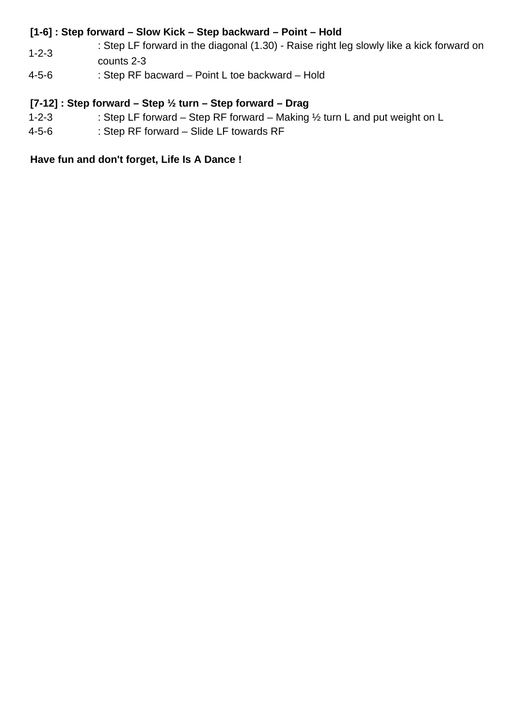**[1-6] : Step forward – Slow Kick – Step backward – Point – Hold**

1-2-3 : Step LF forward in the diagonal (1.30) - Raise right leg slowly like a kick forward on counts 2-3

4-5-6 : Step RF bacward – Point L toe backward – Hold

**[7-12] : Step forward – Step ½ turn – Step forward – Drag**

1-2-3 : Step LF forward – Step RF forward – Making ½ turn L and put weight on L

4-5-6 : Step RF forward – Slide LF towards RF

**Have fun and don't forget, Life Is A Dance !**